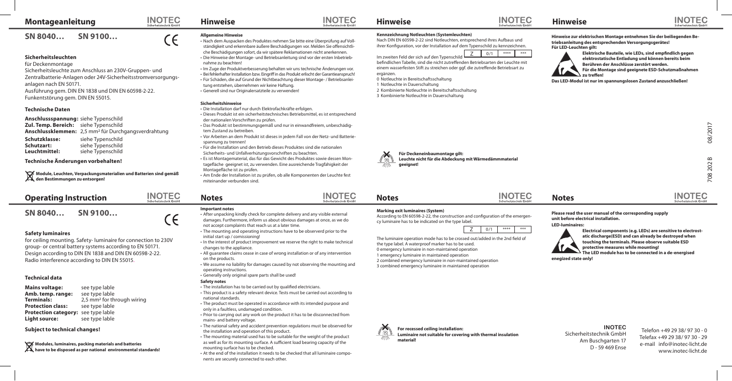# Montageanleitung

## SN 8040… SN 9100…

CE

### Sicherheitsleuchten

für Deckenmontage

Sicherheitsleuchte zum Anschluss an 230V-Gruppen- und Zentralbatterie-Anlagen oder 24V-Sicherheitsstromversorgungs-anlagen nach EN 50171.

Ausführung gem. DIN EN 1838 und DIN EN 60598-2-22.

Funkentstörung gem. DIN EN 55015.

### Technische Daten

| | |
|---|---|
| **Anschlussspannung:** | siehe Typenschild |
| **Zul. Temp. Bereich:** | siehe Typenschild |
| **Anschlussklemmen:** | 2,5 mm² für Durchgangsverdrahtung |
| **Schutzklasse:** | siehe Typenschild |
| **Schutzart:** | siehe Typenschild |
| **Leuchtmittel:** | siehe Typenschild |

### Technische Änderungen vorbehalten!

**Module, Leuchten, Verpackungsmaterialien und Batterien sind gemäß den Bestimmungen zu entsorgen!**

# Hinweise

### Allgemeine Hinweise

- Nach dem Auspacken des Produktes nehmen Sie bitte eine Überprüfung auf Vollständigkeit und erkennbare äußere Beschädigungen vor. Melden Sie offensichtliche Beschädigungen sofort, da wir spätere Reklamationen nicht anerkennen.
- Die Hinweise der Montage- und Betriebsanleitung sind vor der ersten Inbetriebnahme zu beachten!
- Im Zuge der Produktverbesserung behalten wir uns technische Änderungen vor.
- Bei fehlerhafter Installation bzw. Eingriff in das Produkt erlischt der Garantieanspruch!
- Für Schäden, die auf Grund der Nichtbeachtung dieser Montage- / Betriebsanleitung entstehen, übernehmen wir keine Haftung.
- Generell sind nur Originalersatzteile zu verwenden!

### Sicherheitshinweise

- Die Installation darf nur durch Elektrofachkräfte erfolgen.
- Dieses Produkt ist ein sicherheitstechnisches Betriebsmittel, es ist entsprechend der nationalen Vorschriften zu prüfen.
- Das Produkt ist bestimmungsgemäß und nur in einwandfreiem, unbeschädigtem Zustand zu betreiben.
- Vor Arbeiten an dem Produkt ist dieses in jedem Fall von der Netz- und Batteriespannung zu trennen!
- Für die Installation und den Betrieb dieses Produktes sind die nationalen Sicherheits- und Unfallverhütungsvorschriften zu beachten.
- Es ist Montagematerial, das für das Gewicht des Produktes sowie dessen Montagefläche geeignet ist, zu verwenden. Eine ausreichende Tragfähigkeit der Montagefläche ist zu prüfen.
- Am Ende der Installation ist zu prüfen, ob alle Komponenten der Leuchte fest miteinander verbunden sind.

# Hinweise

### Kennzeichnung Notleuchten (Systemleuchten)

Nach DIN EN 60598-2-22 sind Notleuchten, entsprechend ihres Aufbaus und ihrer Konfiguration, vor der Installation auf dem Typenschild zu kennzeichnen.

| Z | 0/1 | **** | *** |
|---|---|---|---|

Im zweiten Feld der sich auf den Typenschild befindlichen Tabelle, sind die nicht zutreffenden Betriebsarten der Leuchte mit einem wasserfesten Stift zu streichen oder ggf. die zutreffende Betriebsart zu ergänzen.

0 Notleuchte in Bereitschaftsschaltung
1 Notleuchte in Dauerschaltung
2 Kombinierte Notleuchte in Bereitschaftsschaltung
3 Kombinierte Notleuchte in Dauerschaltung

**Für Deckeneinbaumontage gilt: Leuchte nicht für die Abdeckung mit Wärmedämmmaterial geeignet!**

# Hinweise

**Hinweise zur elektrischen Montage entnehmen Sie der beiliegenden Betriebsanleitung des entsprechenden Versorgungsgerätes! Für LED-Leuchten gilt:**

**Elektrische Bauteile, wie LEDs, sind empfindlich gegen elektrostatische Entladung und können bereits beim Berühren der Anschlüsse zerstört werden. Für die Montage sind geeignete ESD-Schutzmaßnahmen zu treffen!**

**Das LED-Modul ist nur im spannungslosen Zustand anzuschließen!**

08/2017

708 202 B

# Operating Instruction

## SN 8040… SN 9100…

CE

### Safety luminaires

for ceiling mounting. Safety- luminaire for connection to 230V group- or central battery systems according to EN 50171.

Design according to DIN EN 1838 and DIN EN 60598-2-22.

Radio interference according to DIN EN 55015.

### Technical data

| | |
|---|---|
| **Mains voltage:** | see type lable |
| **Amb. temp. range:** | see type lable |
| **Terminals:** | 2,5 mm² for through wiring |
| **Protection class:** | see type lable |
| **Protection category:** | see type lable |
| **Light source:** | see type lable |

### Subject to technical changes!

**Modules, luminaires, packing materials and batteries have to be disposed as per national environmental standards!**

# Notes

### Important notes

- After unpacking kindly check for complete delivery and any visible external damages. Furthermore, inform us about obvious damages at once, as we do not accept complaints that reach us at a later time.
- The mounting and operating instructions have to be observerd prior to the initial start up / comissioning!
- In the interest of product improvement we reserve the right to make technical changes to the appliance.
- All guarantee claims cease in case of wrong installation or of any intervention on the products.
- We assume no liability for damages caused by not observing the mounting and operating instructions.
- Generally only original spare parts shall be used!

### Safety notes

- The installation has to be carried out by qualified electricians.
- This product is a safety relevant device. Tests must be carried out according to national standards.
- The product must be operated in accordance with its intended purpose and only in a faultless, undamaged condition.
- Prior to carrying out any work on the product it has to be disconnected from mains- and battery voltage.
- The national safety and accident prevention regulations must be observed for the installation and operation of this product.
- The mounting material used has to be suitable for the weight of the product as well as for its mounting surface. A sufficient load bearing capacity of the mounting surface has to be checked.
- At the end of the installation it needs to be checked that all luminaire components are securely connected to each other.

# Notes

### Marking exit luminaires (System)

According to EN 60598-2-22, the construction and configuration of the emergency luminaire has to be indicated on the type label.

| Z | 0/1 | **** | *** |
|---|---|---|---|

The luminaire operation mode has to be crossed out/added in the 2nd field of the type label. A waterproof marker has to be used.

0 emergency luminaire in non-maintained operation
1 emergency luminaire in maintained operation
2 combined emergency luminaire in non-maintained operation
3 combined emergency luminaire in maintained operation

**For recessed ceiling installation: Luminaire not suitable for covering with thermal insulation material!**

# Notes

**Please read the user manual of the corresponding supply unit before electrical installation.**

**LED-luminaires:**

**Electrical components (e.g. LEDs) are sensitive to electrostatic discharge(ESD) and can already be destroyed when touching the terminals. Please observe suitable ESD protective measures while mounting! The LED module has to be connected in a de-energised enegized state only!**

**INOTEC**
Sicherheitstechnik GmbH
Am Buschgarten 17
D - 59 469 Ense

Telefon +49 29 38/ 97 30 - 0
Telefax +49 29 38/ 97 30 - 29
e-mail info@inotec-licht.de
www.inotec-licht.de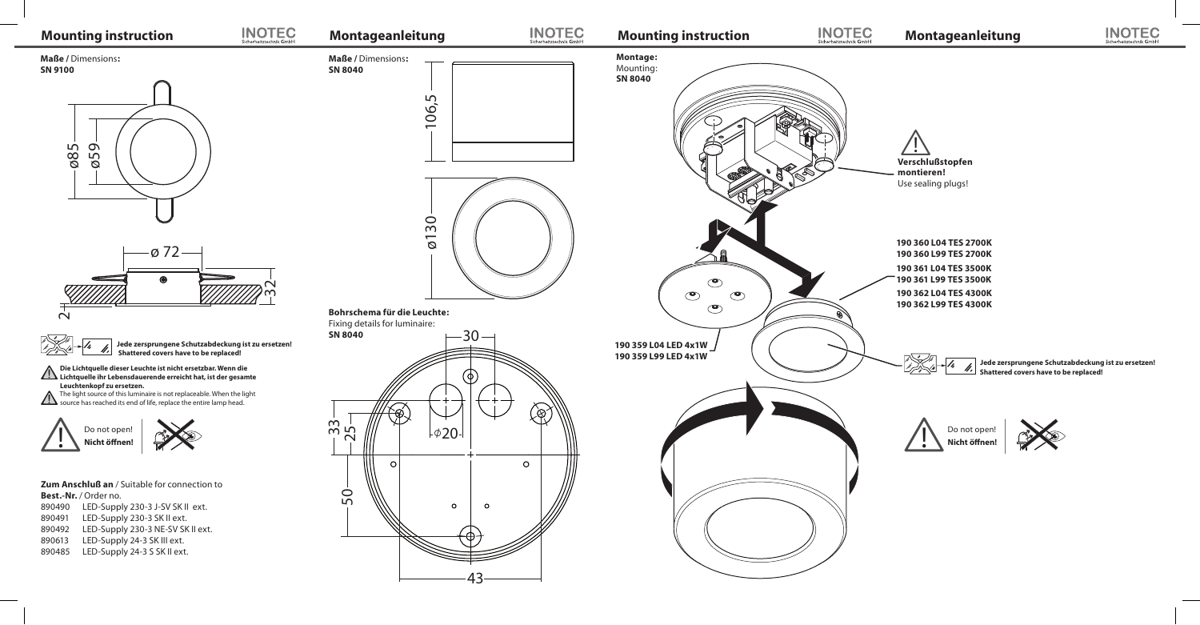## Mounting instruction

**Maße /** Dimensions**:**
**SN 9100**

ø85
ø59

ø 72

32

2

**Jede zersprungene Schutzabdeckung ist zu ersetzen!**
**Shattered covers have to be replaced!**

**Die Lichtquelle dieser Leuchte ist nicht ersetzbar. Wenn die Lichtquelle ihr Lebensdauerende erreicht hat, ist der gesamte Leuchtenkopf zu ersetzen.**
The light source of this luminaire is not replaceable. When the light source has reached its end of life, replace the entire lamp head.

Do not open!
**Nicht öffnen!**

**Zum Anschluß an** / Suitable for connection to
**Best.-Nr.** / Order no.

890490 LED-Supply 230-3 J-SV SK II ext.
890491 LED-Supply 230-3 SK II ext.
890492 LED-Supply 230-3 NE-SV SK II ext.
890613 LED-Supply 24-3 SK III ext.
890485 LED-Supply 24-3 S SK II ext.

## Montageanleitung

**Maße /** Dimensions**:**
**SN 8040**

106,5

ø130

**Bohrschema für die Leuchte:**
Fixing details for luminaire:
**SN 8040**

30
33
25
ϕ20
50
43

## Mounting instruction

**Montage:**
Mounting:
**SN 8040**

190 359 L04 LED 4x1W
190 359 L99 LED 4x1W

## Montageanleitung

**Verschlußstopfen montieren!**
Use sealing plugs!

**190 360 L04 TES 2700K**
**190 360 L99 TES 2700K**
**190 361 L04 TES 3500K**
**190 361 L99 TES 3500K**
**190 362 L04 TES 4300K**
**190 362 L99 TES 4300K**

**Jede zersprungene Schutzabdeckung ist zu ersetzen!**
**Shattered covers have to be replaced!**

Do not open!
**Nicht öffnen!**